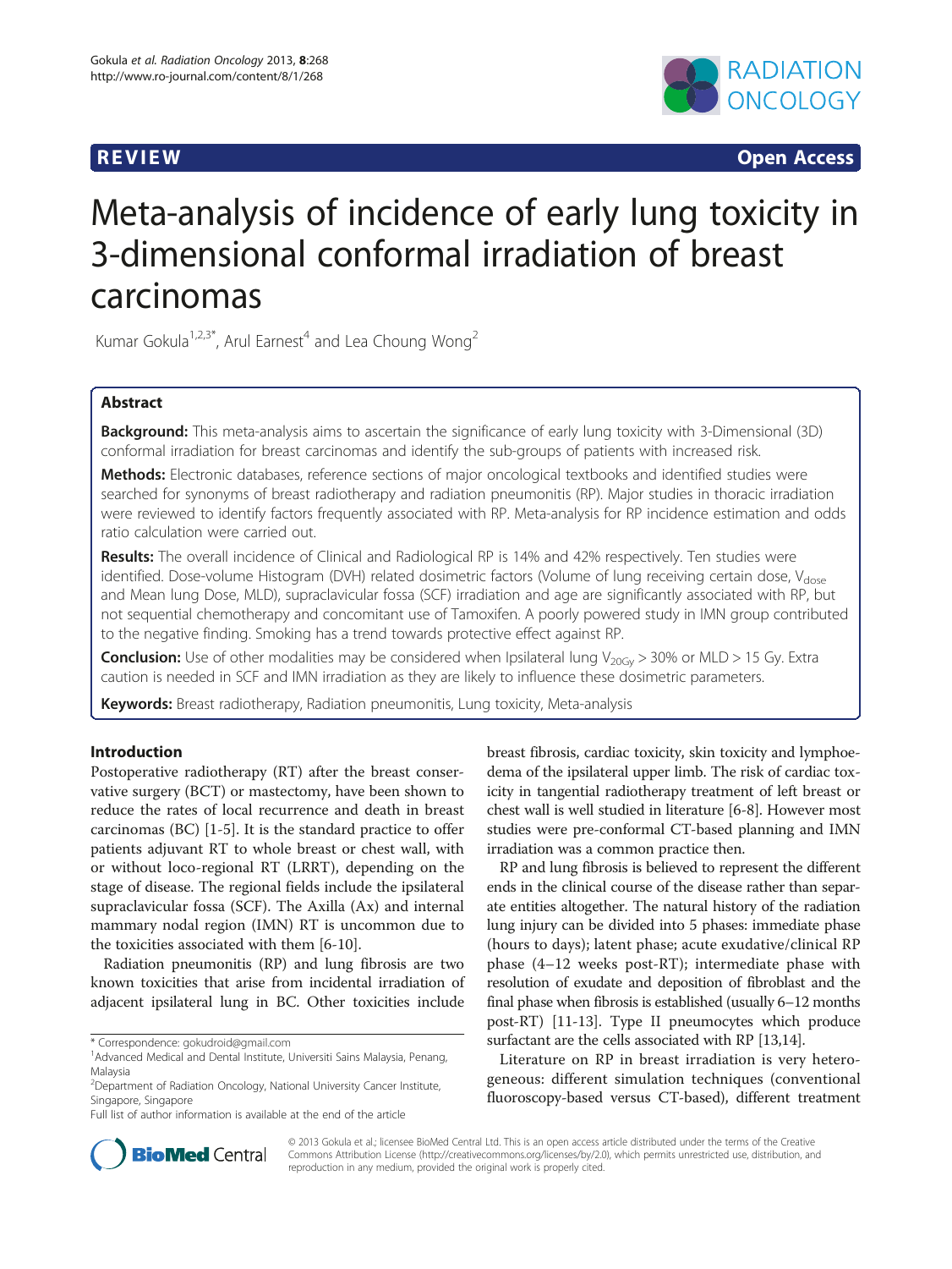REVIEW **Open Access**

# Meta-analysis of incidence of early lung toxicity in 3-dimensional conformal irradiation of breast carcinomas

Kumar Gokula[1,2,3*], Arul Earnest[4] and Lea Choung Wong[2]

## Abstract

**Background:** This meta-analysis aims to ascertain the significance of early lung toxicity with 3-Dimensional (3D) conformal irradiation for breast carcinomas and identify the sub-groups of patients with increased risk.

**Methods:** Electronic databases, reference sections of major oncological textbooks and identified studies were searched for synonyms of breast radiotherapy and radiation pneumonitis (RP). Major studies in thoracic irradiation were reviewed to identify factors frequently associated with RP. Meta-analysis for RP incidence estimation and odds ratio calculation were carried out.

**Results:** The overall incidence of Clinical and Radiological RP is 14% and 42% respectively. Ten studies were identified. Dose-volume Histogram (DVH) related dosimetric factors (Volume of lung receiving certain dose, $V_{dose}$ and Mean lung Dose, MLD), supraclavicular fossa (SCF) irradiation and age are significantly associated with RP, but not sequential chemotherapy and concomitant use of Tamoxifen. A poorly powered study in IMN group contributed to the negative finding. Smoking has a trend towards protective effect against RP.

**Conclusion:** Use of other modalities may be considered when Ipsilateral lung $V_{20Gy} > 30\%$ or MLD > 15 Gy. Extra caution is needed in SCF and IMN irradiation as they are likely to influence these dosimetric parameters.

**Keywords:** Breast radiotherapy, Radiation pneumonitis, Lung toxicity, Meta-analysis

## Introduction

Postoperative radiotherapy (RT) after the breast conservative surgery (BCT) or mastectomy, have been shown to reduce the rates of local recurrence and death in breast carcinomas (BC) [1-5]. It is the standard practice to offer patients adjuvant RT to whole breast or chest wall, with or without loco-regional RT (LRRT), depending on the stage of disease. The regional fields include the ipsilateral supraclavicular fossa (SCF). The Axilla (Ax) and internal mammary nodal region (IMN) RT is uncommon due to the toxicities associated with them [6-10].

Radiation pneumonitis (RP) and lung fibrosis are two known toxicities that arise from incidental irradiation of adjacent ipsilateral lung in BC. Other toxicities include breast fibrosis, cardiac toxicity, skin toxicity and lymphoedema of the ipsilateral upper limb. The risk of cardiac toxicity in tangential radiotherapy treatment of left breast or chest wall is well studied in literature [6-8]. However most studies were pre-conformal CT-based planning and IMN irradiation was a common practice then.

RP and lung fibrosis is believed to represent the different ends in the clinical course of the disease rather than separate entities altogether. The natural history of the radiation lung injury can be divided into 5 phases: immediate phase (hours to days); latent phase; acute exudative/clinical RP phase (4–12 weeks post-RT); intermediate phase with resolution of exudate and deposition of fibroblast and the final phase when fibrosis is established (usually 6–12 months post-RT) [11-13]. Type II pneumocytes which produce surfactant are the cells associated with RP [13,14].

Literature on RP in breast irradiation is very heterogeneous: different simulation techniques (conventional fluoroscopy-based versus CT-based), different treatment

\* Correspondence: gokudroid@gmail.com
[1]Advanced Medical and Dental Institute, Universiti Sains Malaysia, Penang, Malaysia
[2]Department of Radiation Oncology, National University Cancer Institute, Singapore, Singapore
Full list of author information is available at the end of the article

© 2013 Gokula et al.; licensee BioMed Central Ltd. This is an open access article distributed under the terms of the Creative Commons Attribution License (http://creativecommons.org/licenses/by/2.0), which permits unrestricted use, distribution, and reproduction in any medium, provided the original work is properly cited.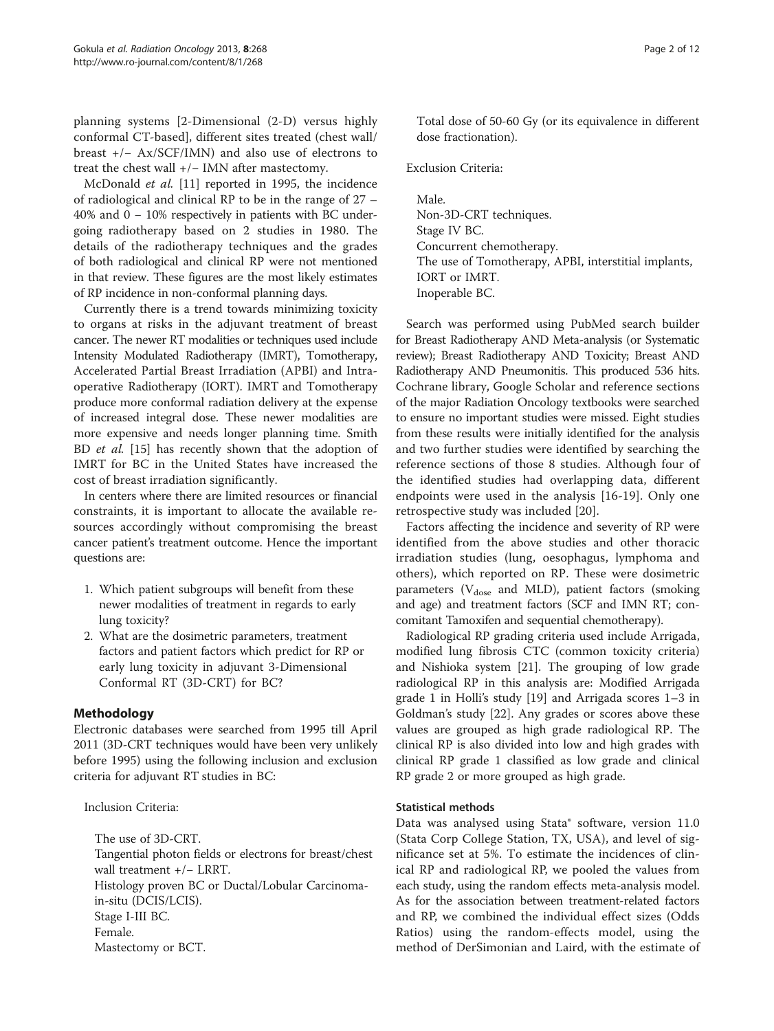planning systems [2-Dimensional (2-D) versus highly conformal CT-based], different sites treated (chest wall/ breast +/− Ax/SCF/IMN) and also use of electrons to treat the chest wall +/− IMN after mastectomy.

McDonald *et al.* [11] reported in 1995, the incidence of radiological and clinical RP to be in the range of 27 – 40% and 0 – 10% respectively in patients with BC undergoing radiotherapy based on 2 studies in 1980. The details of the radiotherapy techniques and the grades of both radiological and clinical RP were not mentioned in that review. These figures are the most likely estimates of RP incidence in non-conformal planning days.

Currently there is a trend towards minimizing toxicity to organs at risks in the adjuvant treatment of breast cancer. The newer RT modalities or techniques used include Intensity Modulated Radiotherapy (IMRT), Tomotherapy, Accelerated Partial Breast Irradiation (APBI) and Intra-operative Radiotherapy (IORT). IMRT and Tomotherapy produce more conformal radiation delivery at the expense of increased integral dose. These newer modalities are more expensive and needs longer planning time. Smith BD *et al.* [15] has recently shown that the adoption of IMRT for BC in the United States have increased the cost of breast irradiation significantly.

In centers where there are limited resources or financial constraints, it is important to allocate the available resources accordingly without compromising the breast cancer patient's treatment outcome. Hence the important questions are:

1. Which patient subgroups will benefit from these newer modalities of treatment in regards to early lung toxicity?
2. What are the dosimetric parameters, treatment factors and patient factors which predict for RP or early lung toxicity in adjuvant 3-Dimensional Conformal RT (3D-CRT) for BC?

## Methodology

Electronic databases were searched from 1995 till April 2011 (3D-CRT techniques would have been very unlikely before 1995) using the following inclusion and exclusion criteria for adjuvant RT studies in BC:

Inclusion Criteria:

The use of 3D-CRT.
Tangential photon fields or electrons for breast/chest wall treatment +/− LRRT.
Histology proven BC or Ductal/Lobular Carcinoma-in-situ (DCIS/LCIS).
Stage I-III BC.
Female.
Mastectomy or BCT.
Total dose of 50-60 Gy (or its equivalence in different dose fractionation).

Exclusion Criteria:

Male.
Non-3D-CRT techniques.
Stage IV BC.
Concurrent chemotherapy.
The use of Tomotherapy, APBI, interstitial implants, IORT or IMRT.
Inoperable BC.

Search was performed using PubMed search builder for Breast Radiotherapy AND Meta-analysis (or Systematic review); Breast Radiotherapy AND Toxicity; Breast AND Radiotherapy AND Pneumonitis. This produced 536 hits. Cochrane library, Google Scholar and reference sections of the major Radiation Oncology textbooks were searched to ensure no important studies were missed. Eight studies from these results were initially identified for the analysis and two further studies were identified by searching the reference sections of those 8 studies. Although four of the identified studies had overlapping data, different endpoints were used in the analysis [16-19]. Only one retrospective study was included [20].

Factors affecting the incidence and severity of RP were identified from the above studies and other thoracic irradiation studies (lung, oesophagus, lymphoma and others), which reported on RP. These were dosimetric parameters ($V_{dose}$ and MLD), patient factors (smoking and age) and treatment factors (SCF and IMN RT; concomitant Tamoxifen and sequential chemotherapy).

Radiological RP grading criteria used include Arrigada, modified lung fibrosis CTC (common toxicity criteria) and Nishioka system [21]. The grouping of low grade radiological RP in this analysis are: Modified Arrigada grade 1 in Holli's study [19] and Arrigada scores 1–3 in Goldman's study [22]. Any grades or scores above these values are grouped as high grade radiological RP. The clinical RP is also divided into low and high grades with clinical RP grade 1 classified as low grade and clinical RP grade 2 or more grouped as high grade.

### Statistical methods

Data was analysed using Stata® software, version 11.0 (Stata Corp College Station, TX, USA), and level of significance set at 5%. To estimate the incidences of clinical RP and radiological RP, we pooled the values from each study, using the random effects meta-analysis model. As for the association between treatment-related factors and RP, we combined the individual effect sizes (Odds Ratios) using the random-effects model, using the method of DerSimonian and Laird, with the estimate of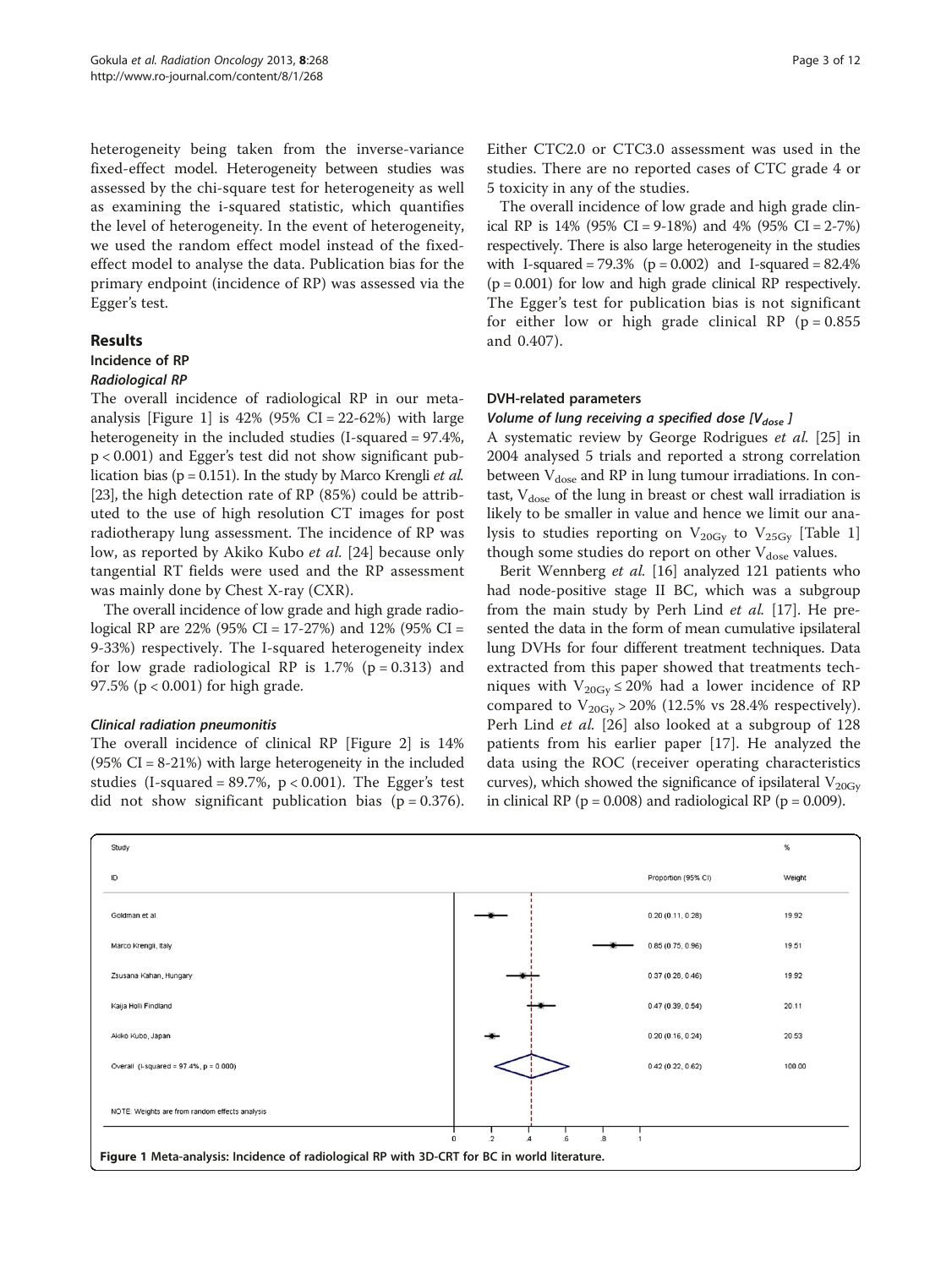heterogeneity being taken from the inverse-variance fixed-effect model. Heterogeneity between studies was assessed by the chi-square test for heterogeneity as well as examining the i-squared statistic, which quantifies the level of heterogeneity. In the event of heterogeneity, we used the random effect model instead of the fixed-effect model to analyse the data. Publication bias for the primary endpoint (incidence of RP) was assessed via the Egger's test.

## Results

### Incidence of RP

#### *Radiological RP*

The overall incidence of radiological RP in our meta-analysis [Figure 1] is 42% (95% CI = 22-62%) with large heterogeneity in the included studies (I-squared = 97.4%, $p < 0.001$) and Egger's test did not show significant publication bias ($p = 0.151$). In the study by Marco Krengli *et al.* [23], the high detection rate of RP (85%) could be attributed to the use of high resolution CT images for post radiotherapy lung assessment. The incidence of RP was low, as reported by Akiko Kubo *et al.* [24] because only tangential RT fields were used and the RP assessment was mainly done by Chest X-ray (CXR).

The overall incidence of low grade and high grade radiological RP are 22% (95% CI = 17-27%) and 12% (95% CI = 9-33%) respectively. The I-squared heterogeneity index for low grade radiological RP is 1.7% ($p = 0.313$) and 97.5% ($p < 0.001$) for high grade.

#### *Clinical radiation pneumonitis*

The overall incidence of clinical RP [Figure 2] is 14% (95% CI = 8-21%) with large heterogeneity in the included studies (I-squared = 89.7%, $p < 0.001$). The Egger's test did not show significant publication bias ($p = 0.376$). Either CTC2.0 or CTC3.0 assessment was used in the studies. There are no reported cases of CTC grade 4 or 5 toxicity in any of the studies.

The overall incidence of low grade and high grade clinical RP is 14% (95% CI = 9-18%) and 4% (95% CI = 2-7%) respectively. There is also large heterogeneity in the studies with I-squared = 79.3% ($p = 0.002$) and I-squared = 82.4% ($p = 0.001$) for low and high grade clinical RP respectively. The Egger's test for publication bias is not significant for either low or high grade clinical RP ($p = 0.855$ and 0.407).

### DVH-related parameters

#### *Volume of lung receiving a specified dose [$V_{dose}$]*

A systematic review by George Rodrigues *et al.* [25] in 2004 analysed 5 trials and reported a strong correlation between $V_{dose}$ and RP in lung tumour irradiations. In contrast, $V_{dose}$ of the lung in breast or chest wall irradiation is likely to be smaller in value and hence we limit our analysis to studies reporting on $V_{20Gy}$ to $V_{25Gy}$ [Table 1] though some studies do report on other $V_{dose}$ values.

Berit Wennberg *et al.* [16] analyzed 121 patients who had node-positive stage II BC, which was a subgroup from the main study by Perh Lind *et al.* [17]. He presented the data in the form of mean cumulative ipsilateral lung DVHs for four different treatment techniques. Data extracted from this paper showed that treatments techniques with $V_{20Gy} \leq 20\%$ had a lower incidence of RP compared to $V_{20Gy} > 20\%$ (12.5% vs 28.4% respectively). Perh Lind *et al.* [26] also looked at a subgroup of 128 patients from his earlier paper [17]. He analyzed the data using the ROC (receiver operating characteristics curves), which showed the significance of ipsilateral $V_{20Gy}$ in clinical RP ($p = 0.008$) and radiological RP ($p = 0.009$).

| Study ID | Proportion (95% CI) | % Weight |
|---|---|---|
| Goldman et al | 0.20 (0.11, 0.28) | 19.92 |
| Marco Krengli, Italy | 0.85 (0.75, 0.96) | 19.51 |
| Zsusana Kahan, Hungary | 0.37 (0.28, 0.46) | 19.92 |
| Kaija Holli Findland | 0.47 (0.39, 0.54) | 20.11 |
| Akiko Kubo, Japan | 0.20 (0.16, 0.24) | 20.53 |
| Overall (I-squared = 97.4%, p = 0.000) | 0.42 (0.22, 0.62) | 100.00 |

NOTE: Weights are from random effects analysis

**Figure 1** Meta-analysis: Incidence of radiological RP with 3D-CRT for BC in world literature.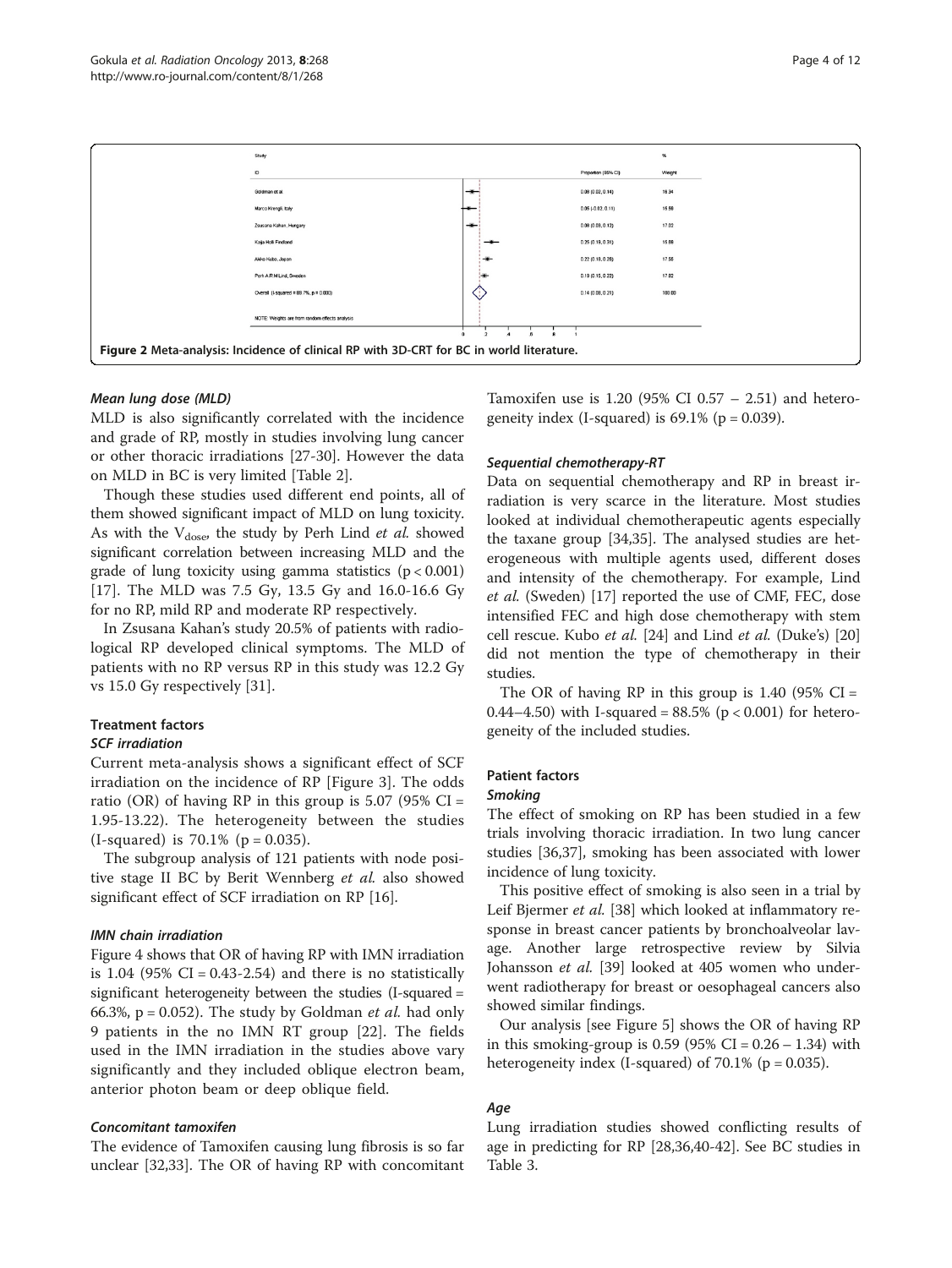Figure 2 Meta-analysis: Incidence of clinical RP with 3D-CRT for BC in world literature.

#### *Mean lung dose (MLD)*

MLD is also significantly correlated with the incidence and grade of RP, mostly in studies involving lung cancer or other thoracic irradiations [27-30]. However the data on MLD in BC is very limited [Table 2].

Though these studies used different end points, all of them showed significant impact of MLD on lung toxicity. As with the $V_{dose}$, the study by Perh Lind *et al.* showed significant correlation between increasing MLD and the grade of lung toxicity using gamma statistics ($p < 0.001$) [17]. The MLD was 7.5 Gy, 13.5 Gy and 16.0-16.6 Gy for no RP, mild RP and moderate RP respectively.

In Zsusana Kahan's study 20.5% of patients with radiological RP developed clinical symptoms. The MLD of patients with no RP versus RP in this study was 12.2 Gy vs 15.0 Gy respectively [31].

### Treatment factors

#### *SCF irradiation*

Current meta-analysis shows a significant effect of SCF irradiation on the incidence of RP [Figure 3]. The odds ratio (OR) of having RP in this group is 5.07 (95% CI = 1.95-13.22). The heterogeneity between the studies (I-squared) is 70.1% ($p = 0.035$).

The subgroup analysis of 121 patients with node positive stage II BC by Berit Wennberg *et al.* also showed significant effect of SCF irradiation on RP [16].

#### *IMN chain irradiation*

Figure 4 shows that OR of having RP with IMN irradiation is 1.04 (95% CI = 0.43-2.54) and there is no statistically significant heterogeneity between the studies (I-squared = 66.3%, $p = 0.052$). The study by Goldman *et al.* had only 9 patients in the no IMN RT group [22]. The fields used in the IMN irradiation in the studies above vary significantly and they included oblique electron beam, anterior photon beam or deep oblique field.

#### *Concomitant tamoxifen*

The evidence of Tamoxifen causing lung fibrosis is so far unclear [32,33]. The OR of having RP with concomitant Tamoxifen use is 1.20 (95% CI 0.57 – 2.51) and heterogeneity index (I-squared) is 69.1% ($p = 0.039$).

#### *Sequential chemotherapy-RT*

Data on sequential chemotherapy and RP in breast irradiation is very scarce in the literature. Most studies looked at individual chemotherapeutic agents especially the taxane group [34,35]. The analysed studies are heterogeneous with multiple agents used, different doses and intensity of the chemotherapy. For example, Lind *et al.* (Sweden) [17] reported the use of CMF, FEC, dose intensified FEC and high dose chemotherapy with stem cell rescue. Kubo *et al.* [24] and Lind *et al.* (Duke's) [20] did not mention the type of chemotherapy in their studies.

The OR of having RP in this group is 1.40 (95% CI = 0.44–4.50) with I-squared = 88.5% ($p < 0.001$) for heterogeneity of the included studies.

### Patient factors

#### *Smoking*

The effect of smoking on RP has been studied in a few trials involving thoracic irradiation. In two lung cancer studies [36,37], smoking has been associated with lower incidence of lung toxicity.

This positive effect of smoking is also seen in a trial by Leif Bjermer *et al.* [38] which looked at inflammatory response in breast cancer patients by bronchoalveolar lavage. Another large retrospective review by Silvia Johansson *et al.* [39] looked at 405 women who underwent radiotherapy for breast or oesophageal cancers also showed similar findings.

Our analysis [see Figure 5] shows the OR of having RP in this smoking-group is 0.59 (95% CI = 0.26 – 1.34) with heterogeneity index (I-squared) of 70.1% ($p = 0.035$).

#### *Age*

Lung irradiation studies showed conflicting results of age in predicting for RP [28,36,40-42]. See BC studies in Table 3.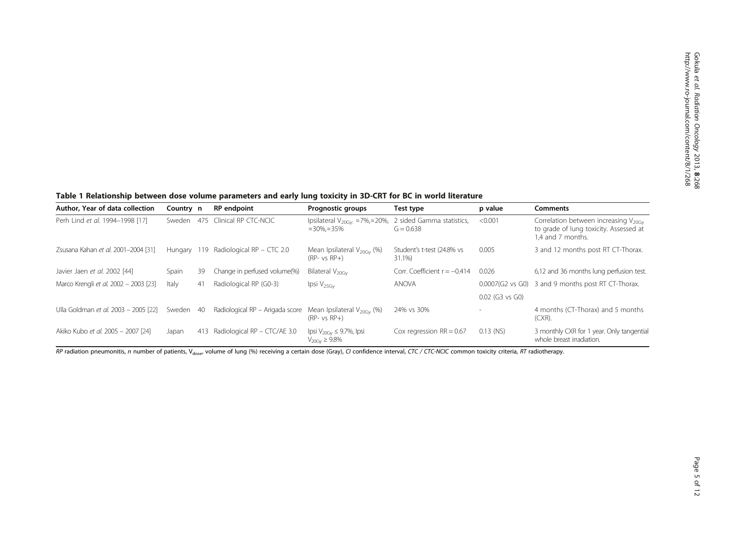**Table 1 Relationship between dose volume parameters and early lung toxicity in 3D-CRT for BC in world literature**

| Author, Year of data collection | Country | n | RP endpoint | Prognostic groups | Test type | p value | Comments |
|---|---|---|---|---|---|---|---|
| Perh Lind *et al.* 1994–1998 [17] | Sweden | 475 | Clinical RP CTC-NCIC | Ipsilateral $V_{20Gy:}$ ≈7%,≈20%, ≈30%,≈35% | 2 sided Gamma statistics, G = 0.638 | <0.001 | Correlation between increasing $V_{20Gy}$ to grade of lung toxicity. Assessed at 1,4 and 7 months. |
| Zsusana Kahan *et al.* 2001–2004 [31] | Hungary | 119 | Radiological RP – CTC 2.0 | Mean Ipsilateral $V_{20Gy}$ (%) (RP- vs RP+) | Student's t-test (24.8% vs 31.1%) | 0.005 | 3 and 12 months post RT CT-Thorax. |
| Javier Jaen *et al.* 2002 [44] | Spain | 39 | Change in perfused volume(%) | Bilateral $V_{20Gy}$ | Corr. Coefficient r = −0.414 | 0.026 | 6,12 and 36 months lung perfusion test. |
| Marco Krengli *et al.* 2002 – 2003 [23] | Italy | 41 | Radiological RP (G0-3) | Ipsi $V_{25Gy}$ | ANOVA | 0.0007(G2 vs G0) | 3 and 9 months post RT CT-Thorax. |
| | | | | | | 0.02 (G3 vs G0) | |
| Ulla Goldman *et al.* 2003 – 2005 [22] | Sweden | 40 | Radiological RP – Arigada score | Mean Ipsilateral $V_{20Gy}$ (%) (RP- vs RP+) | 24% vs 30% | - | 4 months (CT-Thorax) and 5 months (CXR). |
| Akiko Kubo *et al.* 2005 – 2007 [24] | Japan | 413 | Radiological RP – CTC/AE 3.0 | Ipsi $V_{20Gy}$ ≤ 9.7%, Ipsi $V_{20Gy}$ ≥ 9.8% | Cox regression RR = 0.67 | 0.13 (NS) | 3 monthly CXR for 1 year. Only tangential whole breast irradiation. |

*RP* radiation pneumonitis, *n* number of patients, $V_{dose}$, volume of lung (%) receiving a certain dose (Gray), *CI* confidence interval, *CTC / CTC-NCIC* common toxicity criteria, *RT* radiotherapy.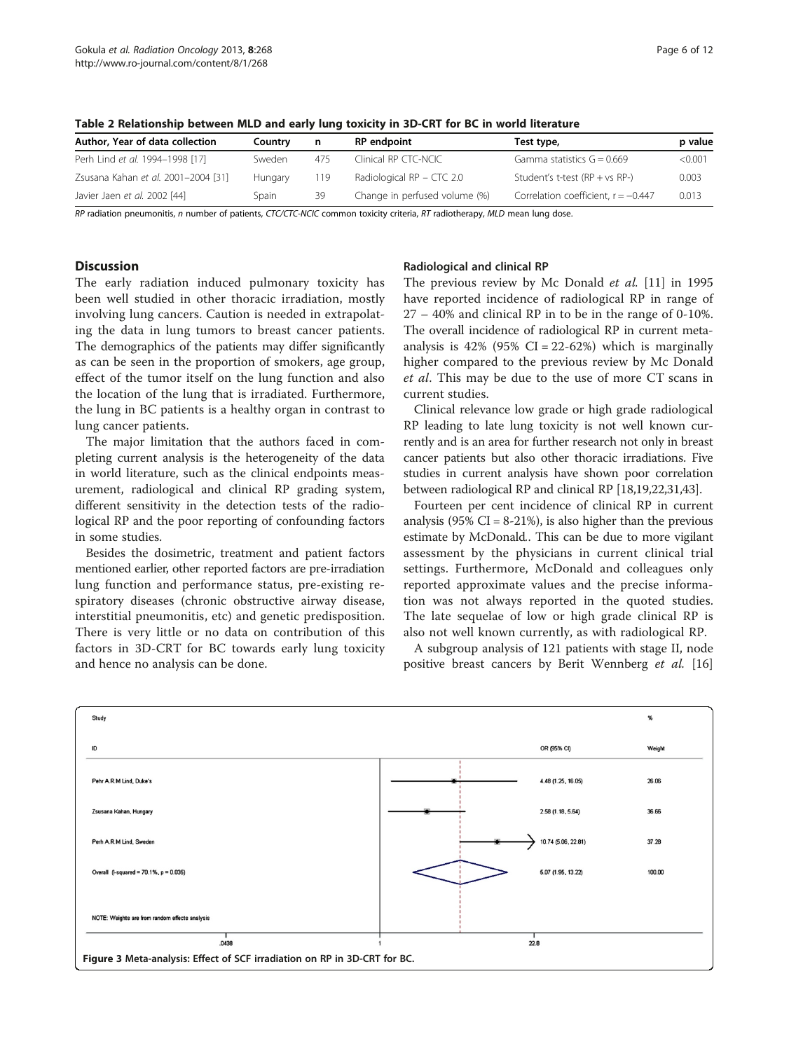**Table 2 Relationship between MLD and early lung toxicity in 3D-CRT for BC in world literature**

| Author, Year of data collection | Country | n | RP endpoint | Test type, | p value |
|---|---|---|---|---|---|
| Perh Lind *et al.* 1994–1998 [17] | Sweden | 475 | Clinical RP CTC-NCIC | Gamma statistics G = 0.669 | <0.001 |
| Zsusana Kahan *et al.* 2001–2004 [31] | Hungary | 119 | Radiological RP – CTC 2.0 | Student's t-test (RP + vs RP-) | 0.003 |
| Javier Jaen *et al.* 2002 [44] | Spain | 39 | Change in perfused volume (%) | Correlation coefficient, r = −0.447 | 0.013 |

*RP* radiation pneumonitis, *n* number of patients, *CTC/CTC-NCIC* common toxicity criteria, *RT* radiotherapy, *MLD* mean lung dose.

## Discussion

The early radiation induced pulmonary toxicity has been well studied in other thoracic irradiation, mostly involving lung cancers. Caution is needed in extrapolating the data in lung tumors to breast cancer patients. The demographics of the patients may differ significantly as can be seen in the proportion of smokers, age group, effect of the tumor itself on the lung function and also the location of the lung that is irradiated. Furthermore, the lung in BC patients is a healthy organ in contrast to lung cancer patients.

The major limitation that the authors faced in completing current analysis is the heterogeneity of the data in world literature, such as the clinical endpoints measurement, radiological and clinical RP grading system, different sensitivity in the detection tests of the radiological RP and the poor reporting of confounding factors in some studies.

Besides the dosimetric, treatment and patient factors mentioned earlier, other reported factors are pre-irradiation lung function and performance status, pre-existing respiratory diseases (chronic obstructive airway disease, interstitial pneumonitis, etc) and genetic predisposition. There is very little or no data on contribution of this factors in 3D-CRT for BC towards early lung toxicity and hence no analysis can be done.

### Radiological and clinical RP

The previous review by Mc Donald *et al.* [11] in 1995 have reported incidence of radiological RP in range of 27 – 40% and clinical RP in to be in the range of 0-10%. The overall incidence of radiological RP in current meta-analysis is 42% (95% CI = 22-62%) which is marginally higher compared to the previous review by Mc Donald *et al*. This may be due to the use of more CT scans in current studies.

Clinical relevance low grade or high grade radiological RP leading to late lung toxicity is not well known currently and is an area for further research not only in breast cancer patients but also other thoracic irradiations. Five studies in current analysis have shown poor correlation between radiological RP and clinical RP [18,19,22,31,43].

Fourteen per cent incidence of clinical RP in current analysis (95% CI = 8-21%), is also higher than the previous estimate by McDonald.. This can be due to more vigilant assessment by the physicians in current clinical trial settings. Furthermore, McDonald and colleagues only reported approximate values and the precise information was not always reported in the quoted studies. The late sequelae of low or high grade clinical RP is also not well known currently, as with radiological RP.

A subgroup analysis of 121 patients with stage II, node positive breast cancers by Berit Wennberg *et al.* [16]

| Study ID | OR (95% CI) | % Weight |
|---|---|---|
| Pehr A.R.M Lind, Duke's | 4.48 (1.25, 16.05) | 26.06 |
| Zsusana Kahan, Hungary | 2.58 (1.18, 5.64) | 36.66 |
| Perh A.R.M Lind, Sweden | 10.74 (5.06, 22.81) | 37.28 |
| Overall (I-squared = 70.1%, p = 0.035) | 5.07 (1.95, 13.22) | 100.00 |

NOTE: Weights are from random effects analysis

**Figure 3** Meta-analysis: Effect of SCF irradiation on RP in 3D-CRT for BC.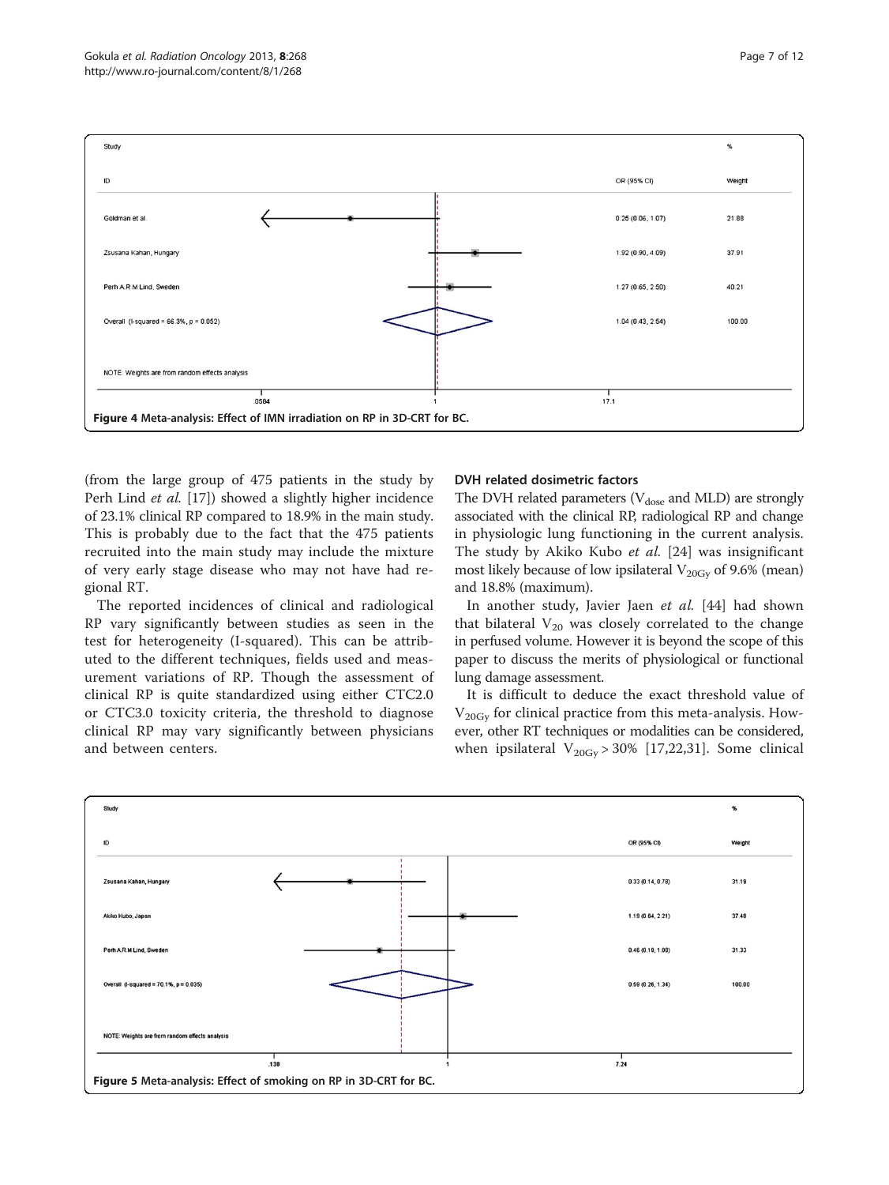| Study ID | OR (95% CI) | % Weight |
| --- | --- | --- |
| Goldman et al. | 0.25 (0.06, 1.07) | 21.88 |
| Zsusana Kahan, Hungary | 1.92 (0.90, 4.09) | 37.91 |
| Perh A.R.M Lind, Sweden | 1.27 (0.65, 2.50) | 40.21 |
| Overall (I-squared = 66.3%, p = 0.052) | 1.04 (0.43, 2.54) | 100.00 |

NOTE: Weights are from random effects analysis

**Figure 4** Meta-analysis: Effect of IMN irradiation on RP in 3D-CRT for BC.

(from the large group of 475 patients in the study by Perh Lind *et al.* [17]) showed a slightly higher incidence of 23.1% clinical RP compared to 18.9% in the main study. This is probably due to the fact that the 475 patients recruited into the main study may include the mixture of very early stage disease who may not have had regional RT.

The reported incidences of clinical and radiological RP vary significantly between studies as seen in the test for heterogeneity (I-squared). This can be attributed to the different techniques, fields used and measurement variations of RP. Though the assessment of clinical RP is quite standardized using either CTC2.0 or CTC3.0 toxicity criteria, the threshold to diagnose clinical RP may vary significantly between physicians and between centers.

### DVH related dosimetric factors

The DVH related parameters ($V_{dose}$ and MLD) are strongly associated with the clinical RP, radiological RP and change in physiologic lung functioning in the current analysis. The study by Akiko Kubo *et al.* [24] was insignificant most likely because of low ipsilateral $V_{20Gy}$ of 9.6% (mean) and 18.8% (maximum).

In another study, Javier Jaen *et al.* [44] had shown that bilateral $V_{20}$ was closely correlated to the change in perfused volume. However it is beyond the scope of this paper to discuss the merits of physiological or functional lung damage assessment.

It is difficult to deduce the exact threshold value of $V_{20Gy}$ for clinical practice from this meta-analysis. However, other RT techniques or modalities can be considered, when ipsilateral $V_{20Gy} > 30\%$ [17,22,31]. Some clinical

| Study ID | OR (95% CI) | % Weight |
| --- | --- | --- |
| Zsusana Kahan, Hungary | 0.33 (0.14, 0.78) | 31.19 |
| Akiko Kubo, Japan | 1.19 (0.64, 2.21) | 37.48 |
| Perh A.R.M Lind, Sweden | 0.46 (0.19, 1.08) | 31.33 |
| Overall (I-squared = 70.1%, p = 0.035) | 0.59 (0.26, 1.34) | 100.00 |

NOTE: Weights are from random effects analysis

**Figure 5** Meta-analysis: Effect of smoking on RP in 3D-CRT for BC.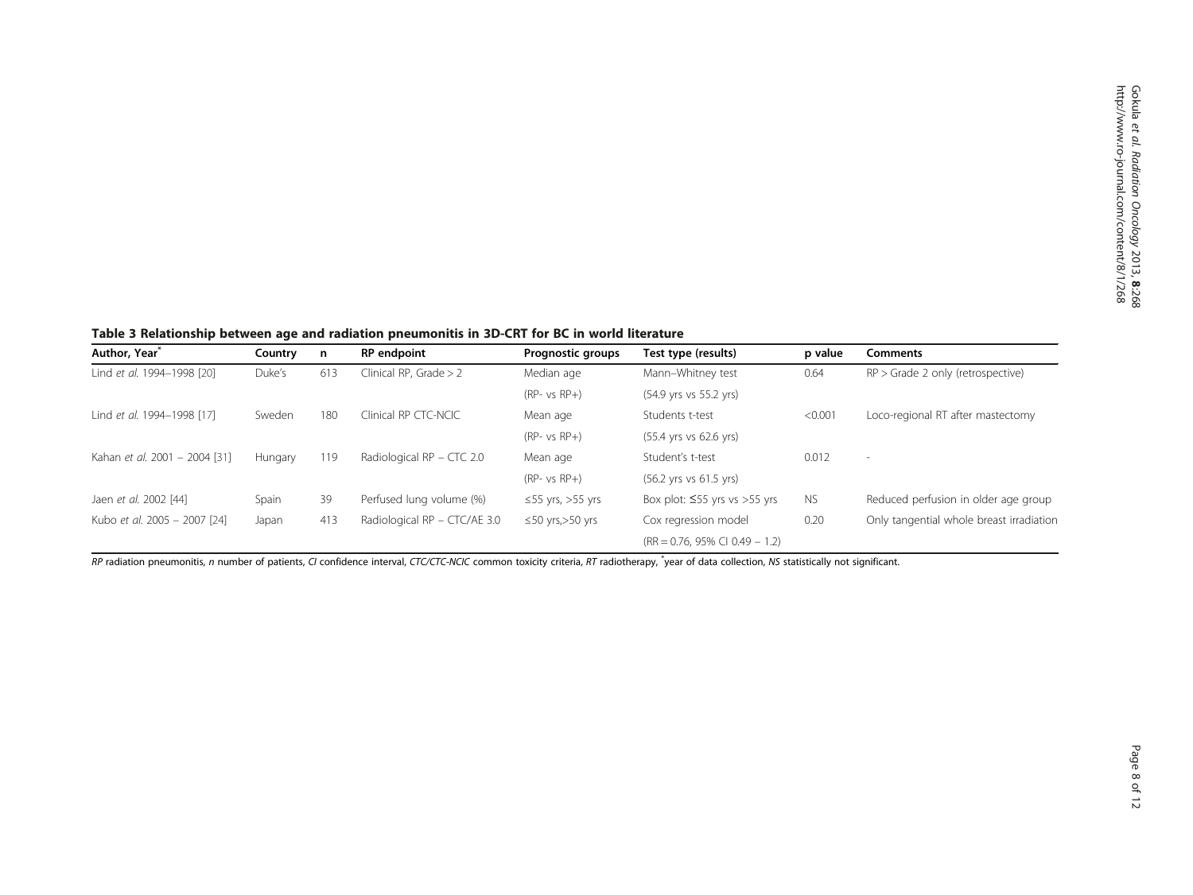**Table 3 Relationship between age and radiation pneumonitis in 3D-CRT for BC in world literature**

| Author, Year* | Country | n | RP endpoint | Prognostic groups | Test type (results) | p value | Comments |
|---|---|---|---|---|---|---|---|
| Lind *et al.* 1994–1998 [20] | Duke's | 613 | Clinical RP, Grade > 2 | Median age | Mann–Whitney test | 0.64 | RP > Grade 2 only (retrospective) |
| | | | | (RP- vs RP+) | (54.9 yrs vs 55.2 yrs) | | |
| Lind *et al.* 1994–1998 [17] | Sweden | 180 | Clinical RP CTC-NCIC | Mean age | Students t-test | <0.001 | Loco-regional RT after mastectomy |
| | | | | (RP- vs RP+) | (55.4 yrs vs 62.6 yrs) | | |
| Kahan *et al.* 2001 – 2004 [31] | Hungary | 119 | Radiological RP – CTC 2.0 | Mean age | Student's t-test | 0.012 | - |
| | | | | (RP- vs RP+) | (56.2 yrs vs 61.5 yrs) | | |
| Jaen *et al.* 2002 [44] | Spain | 39 | Perfused lung volume (%) | ≤55 yrs, >55 yrs | Box plot: ≤55 yrs vs >55 yrs | NS | Reduced perfusion in older age group |
| Kubo *et al.* 2005 – 2007 [24] | Japan | 413 | Radiological RP – CTC/AE 3.0 | ≤50 yrs,>50 yrs | Cox regression model | 0.20 | Only tangential whole breast irradiation |
| | | | | | (RR = 0.76, 95% CI 0.49 – 1.2) | | |

*RP* radiation pneumonitis, *n* number of patients, *CI* confidence interval, *CTC/CTC-NCIC* common toxicity criteria, *RT* radiotherapy, *year of data collection, *NS* statistically not significant.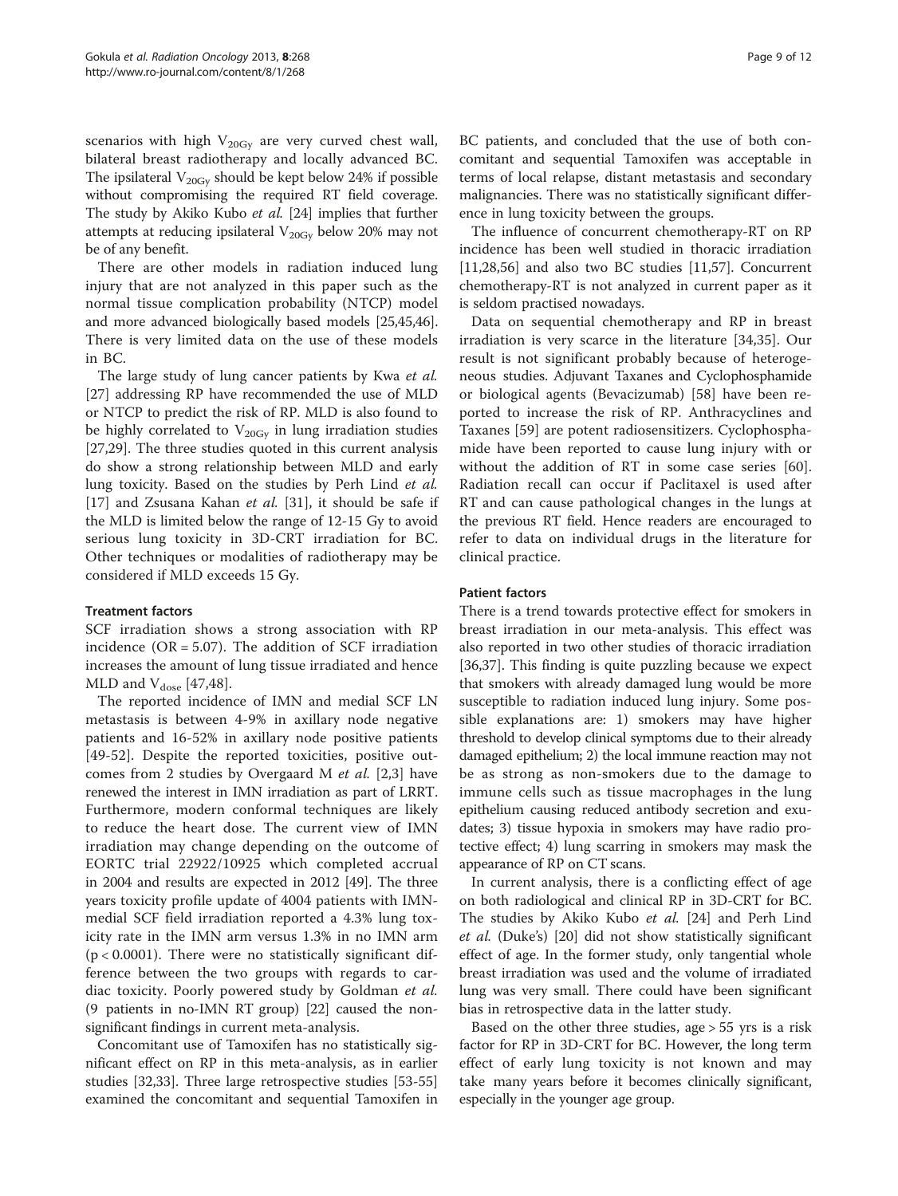scenarios with high $V_{20Gy}$ are very curved chest wall, bilateral breast radiotherapy and locally advanced BC. The ipsilateral $V_{20Gy}$ should be kept below 24% if possible without compromising the required RT field coverage. The study by Akiko Kubo *et al.* [24] implies that further attempts at reducing ipsilateral $V_{20Gy}$ below 20% may not be of any benefit.

There are other models in radiation induced lung injury that are not analyzed in this paper such as the normal tissue complication probability (NTCP) model and more advanced biologically based models [25,45,46]. There is very limited data on the use of these models in BC.

The large study of lung cancer patients by Kwa *et al.* [27] addressing RP have recommended the use of MLD or NTCP to predict the risk of RP. MLD is also found to be highly correlated to $V_{20Gy}$ in lung irradiation studies [27,29]. The three studies quoted in this current analysis do show a strong relationship between MLD and early lung toxicity. Based on the studies by Perh Lind *et al.* [17] and Zsusana Kahan *et al.* [31], it should be safe if the MLD is limited below the range of 12-15 Gy to avoid serious lung toxicity in 3D-CRT irradiation for BC. Other techniques or modalities of radiotherapy may be considered if MLD exceeds 15 Gy.

### Treatment factors

SCF irradiation shows a strong association with RP incidence (OR = 5.07). The addition of SCF irradiation increases the amount of lung tissue irradiated and hence MLD and $V_{dose}$ [47,48].

The reported incidence of IMN and medial SCF LN metastasis is between 4-9% in axillary node negative patients and 16-52% in axillary node positive patients [49-52]. Despite the reported toxicities, positive outcomes from 2 studies by Overgaard M *et al.* [2,3] have renewed the interest in IMN irradiation as part of LRRT. Furthermore, modern conformal techniques are likely to reduce the heart dose. The current view of IMN irradiation may change depending on the outcome of EORTC trial 22922/10925 which completed accrual in 2004 and results are expected in 2012 [49]. The three years toxicity profile update of 4004 patients with IMN-medial SCF field irradiation reported a 4.3% lung toxicity rate in the IMN arm versus 1.3% in no IMN arm ($p < 0.0001$). There were no statistically significant difference between the two groups with regards to cardiac toxicity. Poorly powered study by Goldman *et al.* (9 patients in no-IMN RT group) [22] caused the non-significant findings in current meta-analysis.

Concomitant use of Tamoxifen has no statistically significant effect on RP in this meta-analysis, as in earlier studies [32,33]. Three large retrospective studies [53-55] examined the concomitant and sequential Tamoxifen in BC patients, and concluded that the use of both concomitant and sequential Tamoxifen was acceptable in terms of local relapse, distant metastasis and secondary malignancies. There was no statistically significant difference in lung toxicity between the groups.

The influence of concurrent chemotherapy-RT on RP incidence has been well studied in thoracic irradiation [11,28,56] and also two BC studies [11,57]. Concurrent chemotherapy-RT is not analyzed in current paper as it is seldom practised nowadays.

Data on sequential chemotherapy and RP in breast irradiation is very scarce in the literature [34,35]. Our result is not significant probably because of heterogeneous studies. Adjuvant Taxanes and Cyclophosphamide or biological agents (Bevacizumab) [58] have been reported to increase the risk of RP. Anthracyclines and Taxanes [59] are potent radiosensitizers. Cyclophosphamide have been reported to cause lung injury with or without the addition of RT in some case series [60]. Radiation recall can occur if Paclitaxel is used after RT and can cause pathological changes in the lungs at the previous RT field. Hence readers are encouraged to refer to data on individual drugs in the literature for clinical practice.

### Patient factors

There is a trend towards protective effect for smokers in breast irradiation in our meta-analysis. This effect was also reported in two other studies of thoracic irradiation [36,37]. This finding is quite puzzling because we expect that smokers with already damaged lung would be more susceptible to radiation induced lung injury. Some possible explanations are: 1) smokers may have higher threshold to develop clinical symptoms due to their already damaged epithelium; 2) the local immune reaction may not be as strong as non-smokers due to the damage to immune cells such as tissue macrophages in the lung epithelium causing reduced antibody secretion and exudates; 3) tissue hypoxia in smokers may have radio protective effect; 4) lung scarring in smokers may mask the appearance of RP on CT scans.

In current analysis, there is a conflicting effect of age on both radiological and clinical RP in 3D-CRT for BC. The studies by Akiko Kubo *et al.* [24] and Perh Lind *et al.* (Duke's) [20] did not show statistically significant effect of age. In the former study, only tangential whole breast irradiation was used and the volume of irradiated lung was very small. There could have been significant bias in retrospective data in the latter study.

Based on the other three studies, age > 55 yrs is a risk factor for RP in 3D-CRT for BC. However, the long term effect of early lung toxicity is not known and may take many years before it becomes clinically significant, especially in the younger age group.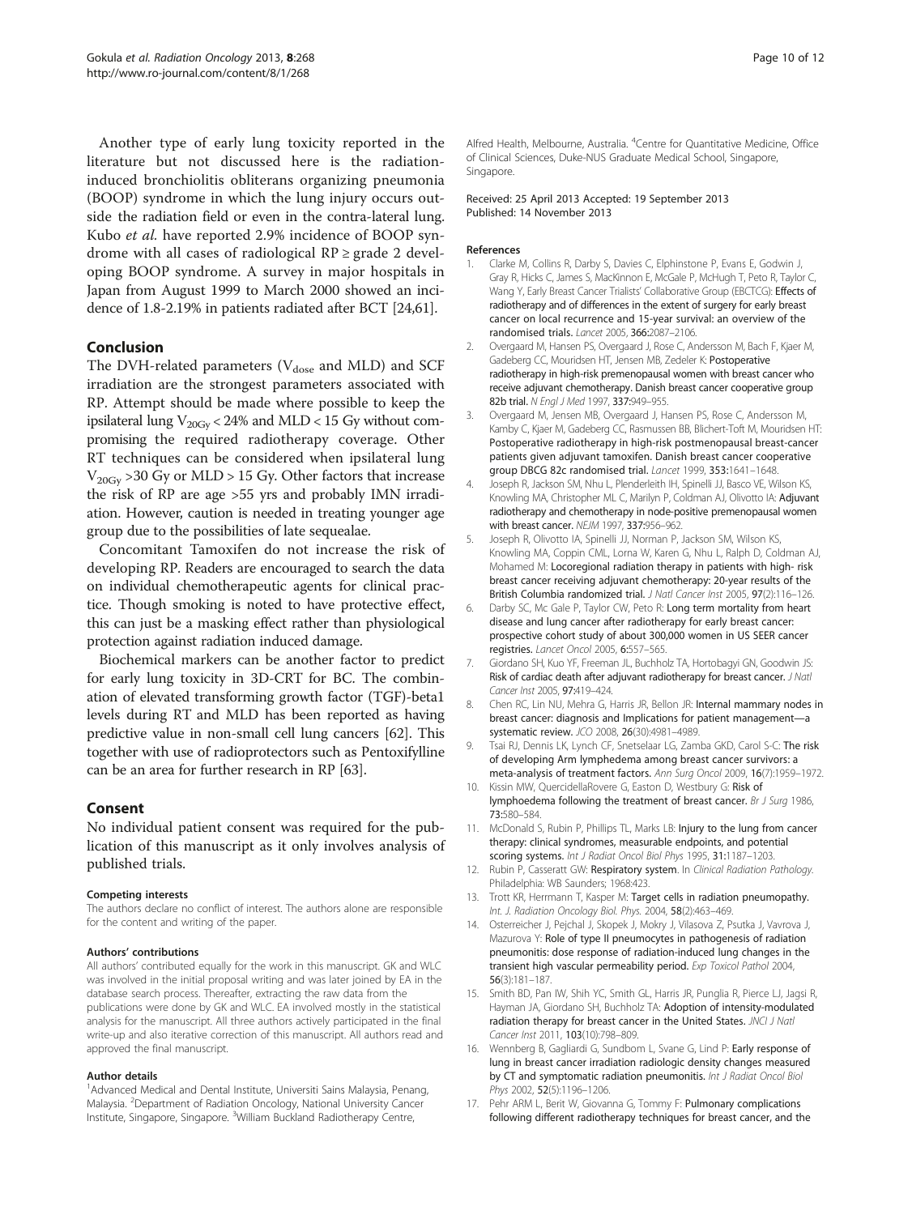Another type of early lung toxicity reported in the literature but not discussed here is the radiation-induced bronchiolitis obliterans organizing pneumonia (BOOP) syndrome in which the lung injury occurs outside the radiation field or even in the contra-lateral lung. Kubo *et al.* have reported 2.9% incidence of BOOP syndrome with all cases of radiological RP ≥ grade 2 developing BOOP syndrome. A survey in major hospitals in Japan from August 1999 to March 2000 showed an incidence of 1.8-2.19% in patients radiated after BCT [24,61].

## Conclusion

The DVH-related parameters ($V_{dose}$ and MLD) and SCF irradiation are the strongest parameters associated with RP. Attempt should be made where possible to keep the ipsilateral lung $V_{20Gy}$ < 24% and MLD < 15 Gy without compromising the required radiotherapy coverage. Other RT techniques can be considered when ipsilateral lung $V_{20Gy}$ >30 Gy or MLD > 15 Gy. Other factors that increase the risk of RP are age >55 yrs and probably IMN irradiation. However, caution is needed in treating younger age group due to the possibilities of late sequealae.

Concomitant Tamoxifen do not increase the risk of developing RP. Readers are encouraged to search the data on individual chemotherapeutic agents for clinical practice. Though smoking is noted to have protective effect, this can just be a masking effect rather than physiological protection against radiation induced damage.

Biochemical markers can be another factor to predict for early lung toxicity in 3D-CRT for BC. The combination of elevated transforming growth factor (TGF)-beta1 levels during RT and MLD has been reported as having predictive value in non-small cell lung cancers [62]. This together with use of radioprotectors such as Pentoxifylline can be an area for further research in RP [63].

## Consent

No individual patient consent was required for the publication of this manuscript as it only involves analysis of published trials.

#### Competing interests

The authors declare no conflict of interest. The authors alone are responsible for the content and writing of the paper.

#### Authors' contributions

All authors' contributed equally for the work in this manuscript. GK and WLC was involved in the initial proposal writing and was later joined by EA in the database search process. Thereafter, extracting the raw data from the publications were done by GK and WLC. EA involved mostly in the statistical analysis for the manuscript. All three authors actively participated in the final write-up and also iterative correction of this manuscript. All authors read and approved the final manuscript.

#### Author details

[1]Advanced Medical and Dental Institute, Universiti Sains Malaysia, Penang, Malaysia. [2]Department of Radiation Oncology, National University Cancer Institute, Singapore, Singapore. [3]William Buckland Radiotherapy Centre, Alfred Health, Melbourne, Australia. [4]Centre for Quantitative Medicine, Office of Clinical Sciences, Duke-NUS Graduate Medical School, Singapore, Singapore.

Received: 25 April 2013 Accepted: 19 September 2013
Published: 14 November 2013

#### References

1. Clarke M, Collins R, Darby S, Davies C, Elphinstone P, Evans E, Godwin J, Gray R, Hicks C, James S, MacKinnon E, McGale P, McHugh T, Peto R, Taylor C, Wang Y, Early Breast Cancer Trialists' Collaborative Group (EBCTCG): **Effects of radiotherapy and of differences in the extent of surgery for early breast cancer on local recurrence and 15-year survival: an overview of the randomised trials.** *Lancet* 2005, **366:**2087–2106.
2. Overgaard M, Hansen PS, Overgaard J, Rose C, Andersson M, Bach F, Kjaer M, Gadeberg CC, Mouridsen HT, Jensen MB, Zedeler K: **Postoperative radiotherapy in high-risk premenopausal women with breast cancer who receive adjuvant chemotherapy. Danish breast cancer cooperative group 82b trial.** *N Engl J Med* 1997, **337:**949–955.
3. Overgaard M, Jensen MB, Overgaard J, Hansen PS, Rose C, Andersson M, Kamby C, Kjaer M, Gadeberg CC, Rasmussen BB, Blichert-Toft M, Mouridsen HT: **Postoperative radiotherapy in high-risk postmenopausal breast-cancer patients given adjuvant tamoxifen. Danish breast cancer cooperative group DBCG 82c randomised trial.** *Lancet* 1999, **353:**1641–1648.
4. Joseph R, Jackson SM, Nhu L, Plenderleith IH, Spinelli JJ, Basco VE, Wilson KS, Knowling MA, Christopher ML C, Marilyn P, Coldman AJ, Olivotto IA: **Adjuvant radiotherapy and chemotherapy in node-positive premenopausal women with breast cancer.** *NEJM* 1997, **337:**956–962.
5. Joseph R, Olivotto IA, Spinelli JJ, Norman P, Jackson SM, Wilson KS, Knowling MA, Coppin CML, Lorna W, Karen G, Nhu L, Ralph D, Coldman AJ, Mohamed M: **Locoregional radiation therapy in patients with high- risk breast cancer receiving adjuvant chemotherapy: 20-year results of the British Columbia randomized trial.** *J Natl Cancer Inst* 2005, **97**(2):116–126.
6. Darby SC, Mc Gale P, Taylor CW, Peto R: **Long term mortality from heart disease and lung cancer after radiotherapy for early breast cancer: prospective cohort study of about 300,000 women in US SEER cancer registries.** *Lancet Oncol* 2005, **6:**557–565.
7. Giordano SH, Kuo YF, Freeman JL, Buchholz TA, Hortobagyi GN, Goodwin JS: **Risk of cardiac death after adjuvant radiotherapy for breast cancer.** *J Natl Cancer Inst* 2005, **97:**419–424.
8. Chen RC, Lin NU, Mehra G, Harris JR, Bellon JR: **Internal mammary nodes in breast cancer: diagnosis and Implications for patient management—a systematic review.** *JCO* 2008, **26**(30):4981–4989.
9. Tsai RJ, Dennis LK, Lynch CF, Snetselaar LG, Zamba GKD, Carol S-C: **The risk of developing Arm lymphedema among breast cancer survivors: a meta-analysis of treatment factors.** *Ann Surg Oncol* 2009, **16**(7):1959–1972.
10. Kissin MW, QuercidellaRovere G, Easton D, Westbury G: **Risk of lymphoedema following the treatment of breast cancer.** *Br J Surg* 1986, **73:**580–584.
11. McDonald S, Rubin P, Phillips TL, Marks LB: **Injury to the lung from cancer therapy: clinical syndromes, measurable endpoints, and potential scoring systems.** *Int J Radiat Oncol Biol Phys* 1995, **31:**1187–1203.
12. Rubin P, Casseratt GW: **Respiratory system.** In *Clinical Radiation Pathology*. Philadelphia: WB Saunders; 1968:423.
13. Trott KR, Herrmann T, Kasper M: **Target cells in radiation pneumopathy.** *Int. J. Radiation Oncology Biol. Phys.* 2004, **58**(2):463–469.
14. Osterreicher J, Pejchal J, Skopek J, Mokry J, Vilasova Z, Psutka J, Vavrova J, Mazurova Y: **Role of type II pneumocytes in pathogenesis of radiation pneumonitis: dose response of radiation-induced lung changes in the transient high vascular permeability period.** *Exp Toxicol Pathol* 2004, **56**(3):181–187.
15. Smith BD, Pan IW, Shih YC, Smith GL, Harris JR, Punglia R, Pierce LJ, Jagsi R, Hayman JA, Giordano SH, Buchholz TA: **Adoption of intensity-modulated radiation therapy for breast cancer in the United States.** *JNCI J Natl Cancer Inst* 2011, **103**(10):798–809.
16. Wennberg B, Gagliardi G, Sundbom L, Svane G, Lind P: **Early response of lung in breast cancer irradiation radiologic density changes measured by CT and symptomatic radiation pneumonitis.** *Int J Radiat Oncol Biol Phys* 2002, **52**(5):1196–1206.
17. Pehr ARM L, Berit W, Giovanna G, Tommy F: **Pulmonary complications following different radiotherapy techniques for breast cancer, and the**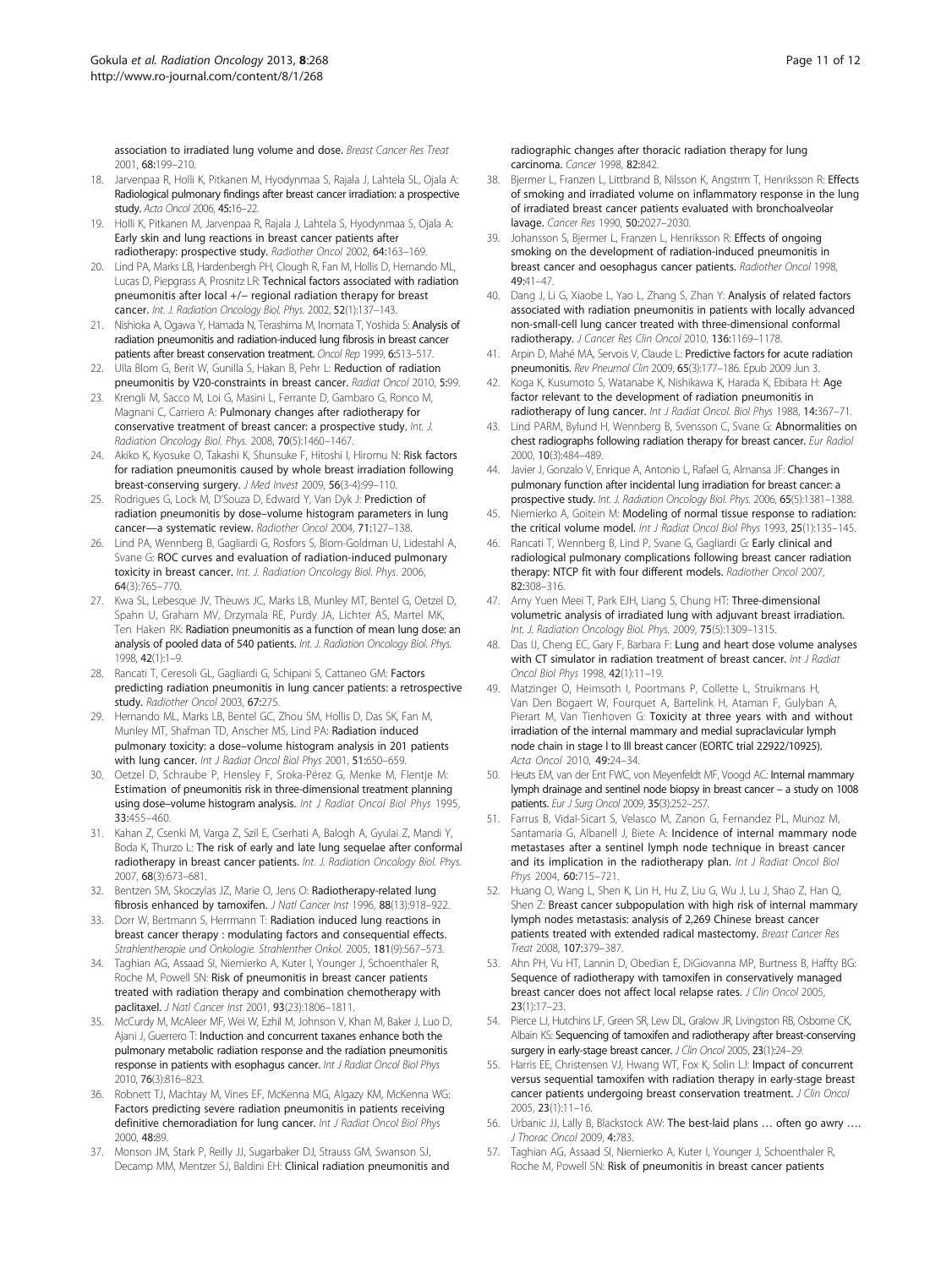association to irradiated lung volume and dose. *Breast Cancer Res Treat* 2001, **68:**199–210.

18. Jarvenpaa R, Holli K, Pitkanen M, Hyodynmaa S, Rajala J, Lahtela SL, Ojala A: **Radiological pulmonary findings after breast cancer irradiation: a prospective study.** *Acta Oncol* 2006, **45:**16–22.
19. Holli K, Pitkanen M, Jarvenpaa R, Rajala J, Lahtela S, Hyodynmaa S, Ojala A: **Early skin and lung reactions in breast cancer patients after radiotherapy: prospective study.** *Radiother Oncol* 2002, **64:**163–169.
20. Lind PA, Marks LB, Hardenbergh PH, Clough R, Fan M, Hollis D, Hernando ML, Lucas D, Piepgrass A, Prosnitz LR: **Technical factors associated with radiation pneumonitis after local +/− regional radiation therapy for breast cancer.** *Int. J. Radiation Oncology Biol. Phys.* 2002, **52**(1):137–143.
21. Nishioka A, Ogawa Y, Hamada N, Terashima M, Inomata T, Yoshida S: **Analysis of radiation pneumonitis and radiation-induced lung fibrosis in breast cancer patients after breast conservation treatment.** *Oncol Rep* 1999, **6:**513–517.
22. Ulla Blom G, Berit W, Gunilla S, Hakan B, Pehr L: **Reduction of radiation pneumonitis by V20-constraints in breast cancer.** *Radiat Oncol* 2010, **5:**99.
23. Krengli M, Sacco M, Loi G, Masini L, Ferrante D, Gambaro G, Ronco M, Magnani C, Carriero A: **Pulmonary changes after radiotherapy for conservative treatment of breast cancer: a prospective study.** *Int. J. Radiation Oncology Biol. Phys.* 2008, **70**(5):1460–1467.
24. Akiko K, Kyosuke O, Takashi K, Shunsuke F, Hitoshi I, Hiromu N: **Risk factors for radiation pneumonitis caused by whole breast irradiation following breast-conserving surgery.** *J Med Invest* 2009, **56**(3-4):99–110.
25. Rodrigues G, Lock M, D'Souza D, Edward Y, Van Dyk J: **Prediction of radiation pneumonitis by dose–volume histogram parameters in lung cancer—a systematic review.** *Radiother Oncol* 2004, **71:**127–138.
26. Lind PA, Wennberg B, Gagliardi G, Rosfors S, Blom-Goldman U, Lidestahl A, Svane G: **ROC curves and evaluation of radiation-induced pulmonary toxicity in breast cancer.** *Int. J. Radiation Oncology Biol. Phys.* 2006, **64**(3):765–770.
27. Kwa SL, Lebesque JV, Theuws JC, Marks LB, Munley MT, Bentel G, Oetzel D, Spahn U, Graham MV, Drzymala RE, Purdy JA, Lichter AS, Martel MK, Ten Haken RK: **Radiation pneumonitis as a function of mean lung dose: an analysis of pooled data of 540 patients.** *Int. J. Radiation Oncology Biol. Phys.* 1998, **42**(1):1–9.
28. Rancati T, Ceresoli GL, Gagliardi G, Schipani S, Cattaneo GM: **Factors predicting radiation pneumonitis in lung cancer patients: a retrospective study.** *Radiother Oncol* 2003, **67:**275.
29. Hernando ML, Marks LB, Bentel GC, Zhou SM, Hollis D, Das SK, Fan M, Munley MT, Shafman TD, Anscher MS, Lind PA: **Radiation induced pulmonary toxicity: a dose–volume histogram analysis in 201 patients with lung cancer.** *Int J Radiat Oncol Biol Phys* 2001, **51:**650–659.
30. Oetzel D, Schraube P, Hensley F, Sroka-Pérez G, Menke M, Flentje M: **Estimation of pneumonitis risk in three-dimensional treatment planning using dose–volume histogram analysis.** *Int J Radiat Oncol Biol Phys* 1995, **33:**455–460.
31. Kahan Z, Csenki M, Varga Z, Szil E, Cserhati A, Balogh A, Gyulai Z, Mandi Y, Boda K, Thurzo L: **The risk of early and late lung sequelae after conformal radiotherapy in breast cancer patients.** *Int. J. Radiation Oncology Biol. Phys.* 2007, **68**(3):673–681.
32. Bentzen SM, Skoczylas JZ, Marie O, Jens O: **Radiotherapy-related lung fibrosis enhanced by tamoxifen.** *J Natl Cancer Inst* 1996, **88**(13):918–922.
33. Dorr W, Bertmann S, Herrmann T: **Radiation induced lung reactions in breast cancer therapy : modulating factors and consequential effects.** *Strahlentherapie und Onkologie. Strahlenther Onkol.* 2005, **181**(9):567–573.
34. Taghian AG, Assaad SI, Niemierko A, Kuter I, Younger J, Schoenthaler R, Roche M, Powell SN: **Risk of pneumonitis in breast cancer patients treated with radiation therapy and combination chemotherapy with paclitaxel.** *J Natl Cancer Inst* 2001, **93**(23):1806–1811.
35. McCurdy M, McAleer MF, Wei W, Ezhil M, Johnson V, Khan M, Baker J, Luo D, Ajani J, Guerrero T: **Induction and concurrent taxanes enhance both the pulmonary metabolic radiation response and the radiation pneumonitis response in patients with esophagus cancer.** *Int J Radiat Oncol Biol Phys* 2010, **76**(3):816–823.
36. Robnett TJ, Machtay M, Vines EF, McKenna MG, Algazy KM, McKenna WG: **Factors predicting severe radiation pneumonitis in patients receiving definitive chemoradiation for lung cancer.** *Int J Radiat Oncol Biol Phys* 2000, **48:**89.
37. Monson JM, Stark P, Reilly JJ, Sugarbaker DJ, Strauss GM, Swanson SJ, Decamp MM, Mentzer SJ, Baldini EH: **Clinical radiation pneumonitis and radiographic changes after thoracic radiation therapy for lung carcinoma.** *Cancer* 1998, **82:**842.
38. Bjermer L, Franzen L, Littbrand B, Nilsson K, Angstrm T, Henriksson R: **Effects of smoking and irradiated volume on inflammatory response in the lung of irradiated breast cancer patients evaluated with bronchoalveolar lavage.** *Cancer Res* 1990, **50:**2027–2030.
39. Johansson S, Bjermer L, Franzen L, Henriksson R: **Effects of ongoing smoking on the development of radiation-induced pneumonitis in breast cancer and oesophagus cancer patients.** *Radiother Oncol* 1998, **49:**41–47.
40. Dang J, Li G, Xiaobe L, Yao L, Zhang S, Zhan Y: **Analysis of related factors associated with radiation pneumonitis in patients with locally advanced non-small-cell lung cancer treated with three-dimensional conformal radiotherapy.** *J Cancer Res Clin Oncol* 2010, **136:**1169–1178.
41. Arpin D, Mahé MA, Servois V, Claude L: **Predictive factors for acute radiation pneumonitis.** *Rev Pneumol Clin* 2009, **65**(3):177–186. Epub 2009 Jun 3.
42. Koga K, Kusumoto S, Watanabe K, Nishikawa K, Harada K, Ebibara H: **Age factor relevant to the development of radiation pneumonitis in radiotherapy of lung cancer.** *Int J Radiat Oncol. Biol Phys* 1988, **14:**367–71.
43. Lind PARM, Bylund H, Wennberg B, Svensson C, Svane G: **Abnormalities on chest radiographs following radiation therapy for breast cancer.** *Eur Radiol* 2000, **10**(3):484–489.
44. Javier J, Gonzalo V, Enrique A, Antonio L, Rafael G, Almansa JF: **Changes in pulmonary function after incidental lung irradiation for breast cancer: a prospective study.** *Int. J. Radiation Oncology Biol. Phys.* 2006, **65**(5):1381–1388.
45. Niemierko A, Goitein M: **Modeling of normal tissue response to radiation: the critical volume model.** *Int J Radiat Oncol Biol Phys* 1993, **25**(1):135–145.
46. Rancati T, Wennberg B, Lind P, Svane G, Gagliardi G: **Early clinical and radiological pulmonary complications following breast cancer radiation therapy: NTCP fit with four different models.** *Radiother Oncol* 2007, **82:**308–316.
47. Amy Yuen Meei T, Park EJH, Liang S, Chung HT: **Three-dimensional volumetric analysis of irradiated lung with adjuvant breast irradiation.** *Int. J. Radiation Oncology Biol. Phys.* 2009, **75**(5):1309–1315.
48. Das IJ, Cheng EC, Gary F, Barbara F: **Lung and heart dose volume analyses with CT simulator in radiation treatment of breast cancer.** *Int J Radiat Oncol Biol Phys* 1998, **42**(1):11–19.
49. Matzinger O, Heimsoth I, Poortmans P, Collette L, Struikmans H, Van Den Bogaert W, Fourquet A, Bartelink H, Ataman F, Gulyban A, Pierart M, Van Tienhoven G: **Toxicity at three years with and without irradiation of the internal mammary and medial supraclavicular lymph node chain in stage I to III breast cancer (EORTC trial 22922/10925).** *Acta Oncol* 2010, **49:**24–34.
50. Heuts EM, van der Ent FWC, von Meyenfeldt MF, Voogd AC: **Internal mammary lymph drainage and sentinel node biopsy in breast cancer – a study on 1008 patients.** *Eur J Surg Oncol* 2009, **35**(3):252–257.
51. Farrus B, Vidal-Sicart S, Velasco M, Zanon G, Fernandez PL, Munoz M, Santamaria G, Albanell J, Biete A: **Incidence of internal mammary node metastases after a sentinel lymph node technique in breast cancer and its implication in the radiotherapy plan.** *Int J Radiat Oncol Biol Phys* 2004, **60:**715–721.
52. Huang O, Wang L, Shen K, Lin H, Hu Z, Liu G, Wu J, Lu J, Shao Z, Han Q, Shen Z: **Breast cancer subpopulation with high risk of internal mammary lymph nodes metastasis: analysis of 2,269 Chinese breast cancer patients treated with extended radical mastectomy.** *Breast Cancer Res Treat* 2008, **107:**379–387.
53. Ahn PH, Vu HT, Lannin D, Obedian E, DiGiovanna MP, Burtness B, Haffty BG: **Sequence of radiotherapy with tamoxifen in conservatively managed breast cancer does not affect local relapse rates.** *J Clin Oncol* 2005, **23**(1):17–23.
54. Pierce LJ, Hutchins LF, Green SR, Lew DL, Gralow JR, Livingston RB, Osborne CK, Albain KS: **Sequencing of tamoxifen and radiotherapy after breast-conserving surgery in early-stage breast cancer.** *J Clin Oncol* 2005, **23**(1):24–29.
55. Harris EE, Christensen VJ, Hwang WT, Fox K, Solin LJ: **Impact of concurrent versus sequential tamoxifen with radiation therapy in early-stage breast cancer patients undergoing breast conservation treatment.** *J Clin Oncol* 2005, **23**(1):11–16.
56. Urbanic JJ, Lally B, Blackstock AW: **The best-laid plans … often go awry ….** *J Thorac Oncol* 2009, **4:**783.
57. Taghian AG, Assaad SI, Niemierko A, Kuter I, Younger J, Schoenthaler R, Roche M, Powell SN: **Risk of pneumonitis in breast cancer patients**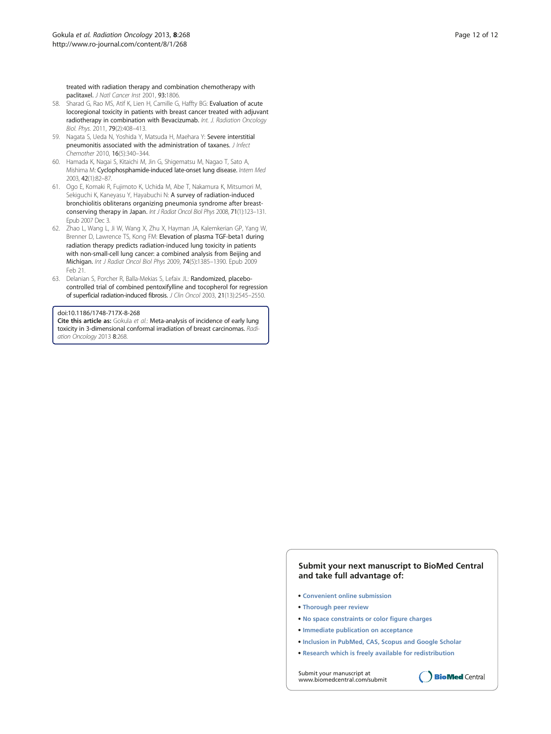treated with radiation therapy and combination chemotherapy with paclitaxel. *J Natl Cancer Inst* 2001, **93:**1806.

58. Sharad G, Rao MS, Atif K, Lien H, Camille G, Haffty BG: **Evaluation of acute locoregional toxicity in patients with breast cancer treated with adjuvant radiotherapy in combination with Bevacizumab.** *Int. J. Radiation Oncology Biol. Phys.* 2011, **79**(2):408–413.
59. Nagata S, Ueda N, Yoshida Y, Matsuda H, Maehara Y: **Severe interstitial pneumonitis associated with the administration of taxanes.** *J Infect Chemother* 2010, **16**(5):340–344.
60. Hamada K, Nagai S, Kitaichi M, Jin G, Shigematsu M, Nagao T, Sato A, Mishima M: **Cyclophosphamide-induced late-onset lung disease.** *Intern Med* 2003, **42**(1):82–87.
61. Ogo E, Komaki R, Fujimoto K, Uchida M, Abe T, Nakamura K, Mitsumori M, Sekiguchi K, Kaneyasu Y, Hayabuchi N: **A survey of radiation-induced bronchiolitis obliterans organizing pneumonia syndrome after breast-conserving therapy in Japan.** *Int J Radiat Oncol Biol Phys* 2008, **71**(1):123–131. Epub 2007 Dec 3.
62. Zhao L, Wang L, Ji W, Wang X, Zhu X, Hayman JA, Kalemkerian GP, Yang W, Brenner D, Lawrence TS, Kong FM: **Elevation of plasma TGF-beta1 during radiation therapy predicts radiation-induced lung toxicity in patients with non-small-cell lung cancer: a combined analysis from Beijing and Michigan.** *Int J Radiat Oncol Biol Phys* 2009, **74**(5)**:**1385–1390. Epub 2009 Feb 21.
63. Delanian S, Porcher R, Balla-Mekias S, Lefaix JL: **Randomized, placebo-controlled trial of combined pentoxifylline and tocopherol for regression of superficial radiation-induced fibrosis.** *J Clin Oncol* 2003, **21**(13):2545–2550.

doi:10.1186/1748-717X-8-268

**Cite this article as:** Gokula *et al.*: Meta-analysis of incidence of early lung toxicity in 3-dimensional conformal irradiation of breast carcinomas. *Radiation Oncology* 2013 **8**:268.

**Submit your next manuscript to BioMed Central and take full advantage of:**

- **Convenient online submission**
- **Thorough peer review**
- **No space constraints or color figure charges**
- **Immediate publication on acceptance**
- **Inclusion in PubMed, CAS, Scopus and Google Scholar**
- **Research which is freely available for redistribution**

Submit your manuscript at
www.biomedcentral.com/submit

BioMed Central